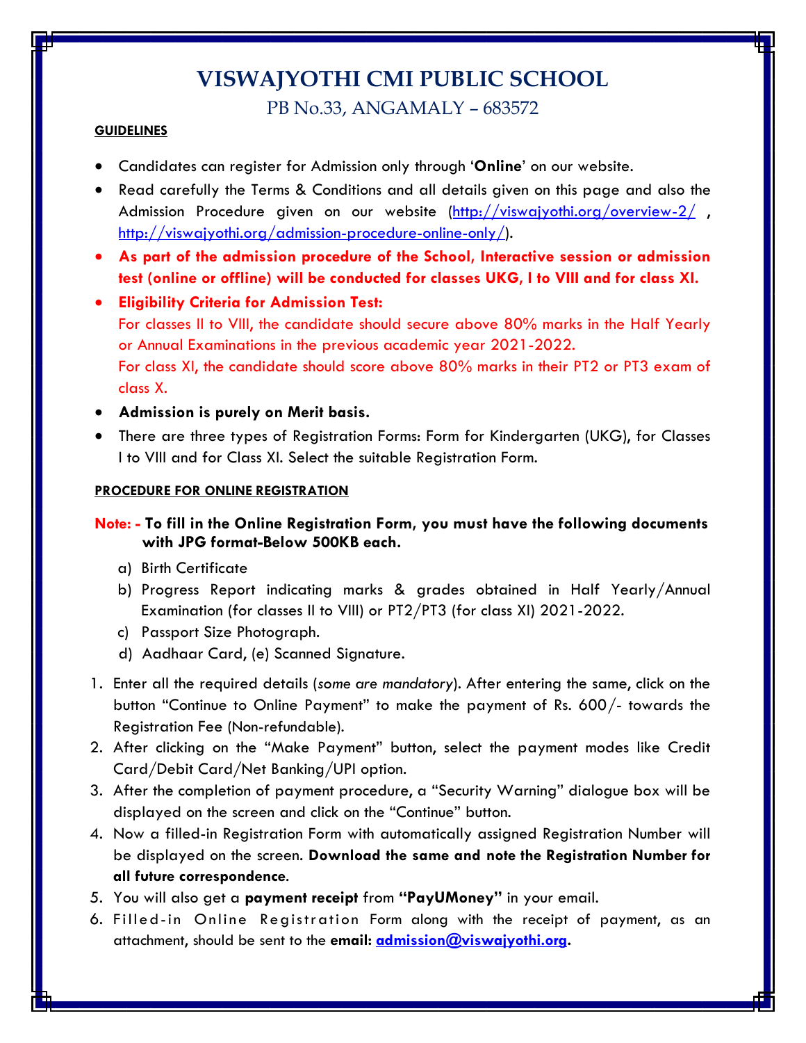# VISWAJYOTHI CMI PUBLIC SCHOOL

PB No.33, ANGAMALY – 683572

**GUIDELINES**

- Candidates can register for Admission only through '**Online**' on our website.
- Read carefully the Terms & Conditions and all details given on this page and also the Admission Procedure given on our website (http://viswajyothi.org/overview-2/ , http://viswajyothi.org/admission-procedure-online-only/).
- **As part of the admission procedure of the School, Interactive session or admission test (online or offline) will be conducted for classes UKG, I to VIII and for class XI.**
- **Eligibility Criteria for Admission Test:**
  For classes II to VIII, the candidate should secure above 80% marks in the Half Yearly or Annual Examinations in the previous academic year 2021-2022.
  For class XI, the candidate should score above 80% marks in their PT2 or PT3 exam of class X.
- **Admission is purely on Merit basis.**
- There are three types of Registration Forms: Form for Kindergarten (UKG), for Classes I to VIII and for Class XI. Select the suitable Registration Form.

**PROCEDURE FOR ONLINE REGISTRATION**

**Note: - To fill in the Online Registration Form, you must have the following documents with JPG format-Below 500KB each.**

a) Birth Certificate
b) Progress Report indicating marks & grades obtained in Half Yearly/Annual Examination (for classes II to VIII) or PT2/PT3 (for class XI) 2021-2022.
c) Passport Size Photograph.
d) Aadhaar Card, (e) Scanned Signature.

1. Enter all the required details (*some are mandatory*). After entering the same, click on the button "Continue to Online Payment" to make the payment of Rs. 600/- towards the Registration Fee (Non-refundable).
2. After clicking on the "Make Payment" button, select the payment modes like Credit Card/Debit Card/Net Banking/UPI option.
3. After the completion of payment procedure, a "Security Warning" dialogue box will be displayed on the screen and click on the "Continue" button.
4. Now a filled-in Registration Form with automatically assigned Registration Number will be displayed on the screen. **Download the same and note the Registration Number for all future correspondence**.
5. You will also get a **payment receipt** from **"PayUMoney"** in your email.
6. Filled-in Online Registration Form along with the receipt of payment, as an attachment, should be sent to the **email: admission@viswajyothi.org**.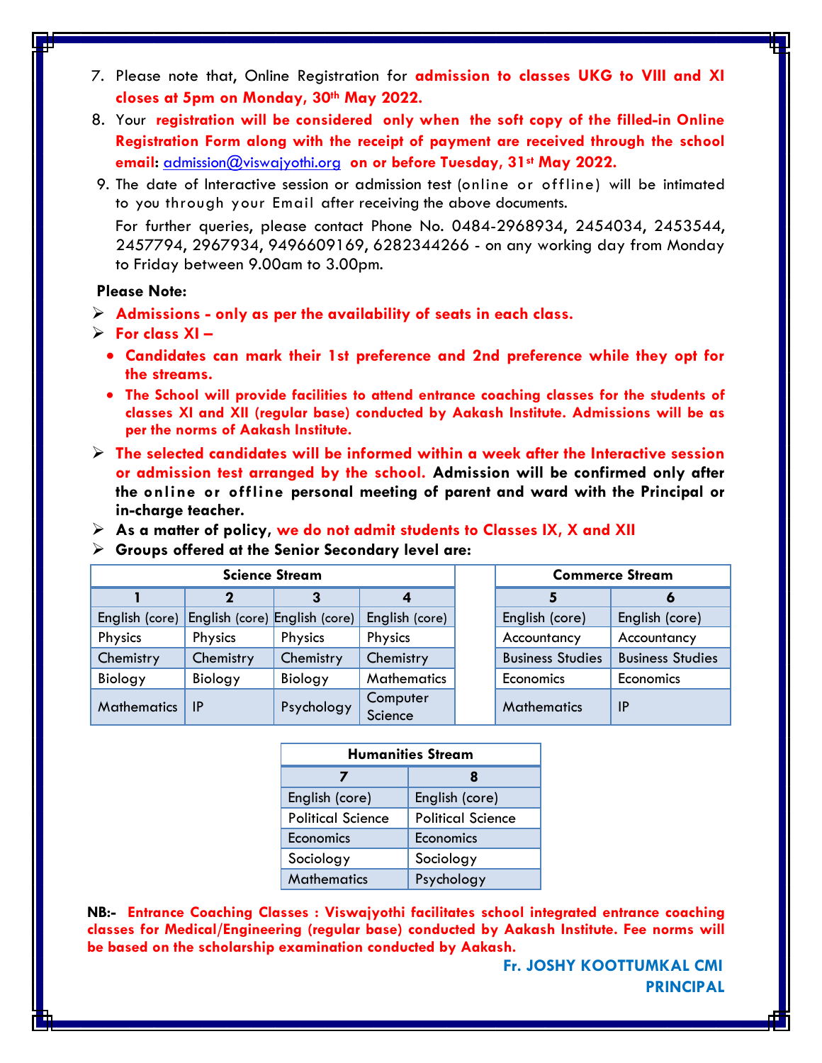7. Please note that, Online Registration for **admission to classes UKG to VIII and XI closes at 5pm on Monday, 30th May 2022.**
8. Your **registration will be considered only when the soft copy of the filled-in Online Registration Form along with the receipt of payment are received through the school email:** admission@viswajyothi.org **on or before Tuesday, 31st May 2022.**
9. The date of Interactive session or admission test (online or offline) will be intimated to you through your Email after receiving the above documents.

For further queries, please contact Phone No. 0484-2968934, 2454034, 2453544, 2457794, 2967934, 9496609169, 6282344266 - on any working day from Monday to Friday between 9.00am to 3.00pm.

**Please Note:**

- **Admissions - only as per the availability of seats in each class.**
- **For class XI –**
  - **Candidates can mark their 1st preference and 2nd preference while they opt for the streams.**
  - **The School will provide facilities to attend entrance coaching classes for the students of classes XI and XII (regular base) conducted by Aakash Institute. Admissions will be as per the norms of Aakash Institute.**
- **The selected candidates will be informed within a week after the Interactive session or admission test arranged by the school. Admission will be confirmed only after the online or offline personal meeting of parent and ward with the Principal or in-charge teacher.**
- **As a matter of policy, we do not admit students to Classes IX, X and XII**
- **Groups offered at the Senior Secondary level are:**

| Science Stream | | | | Commerce Stream | |
|---|---|---|---|---|---|
| **1** | **2** | **3** | **4** | **5** | **6** |
| English (core) | English (core) | English (core) | English (core) | English (core) | English (core) |
| Physics | Physics | Physics | Physics | Accountancy | Accountancy |
| Chemistry | Chemistry | Chemistry | Chemistry | Business Studies | Business Studies |
| Biology | Biology | Biology | Mathematics | Economics | Economics |
| Mathematics | IP | Psychology | Computer Science | Mathematics | IP |

| Humanities Stream | |
|---|---|
| **7** | **8** |
| English (core) | English (core) |
| Political Science | Political Science |
| Economics | Economics |
| Sociology | Sociology |
| Mathematics | Psychology |

**NB:- Entrance Coaching Classes : Viswajyothi facilitates school integrated entrance coaching classes for Medical/Engineering (regular base) conducted by Aakash Institute. Fee norms will be based on the scholarship examination conducted by Aakash.**

**Fr. JOSHY KOOTTUMKAL CMI**
**PRINCIPAL**